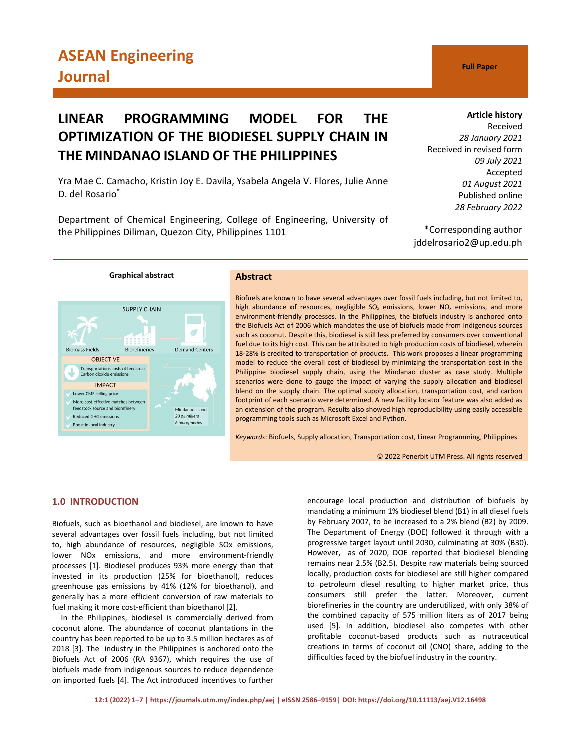# ASEAN Engineering Journal

**Full Paper**

# LINEAR PROGRAMMING MODEL FOR THE OPTIMIZATION OF THE BIODIESEL SUPPLY CHAIN IN THE MINDANAO ISLAND OF THE PHILIPPINES

Yra Mae C. Camacho, Kristin Joy E. Davila, Ysabela Angela V. Flores, Julie Anne D. del Rosario*

Department of Chemical Engineering, College of Engineering, University of the Philippines Diliman, Quezon City, Philippines 1101

**Article history**
Received
*28 January 2021*
Received in revised form
*09 July 2021*
Accepted
*01 August 2021*
Published online
*28 February 2022*

*Corresponding author
jddelrosario2@up.edu.ph

**Graphical abstract**

SUPPLY CHAIN

Biomass Fields — Biorefineries — Demand Centers

OBJECTIVE
- Transportations costs of feedstock
- Carbon dioxide emissions

IMPACT
- Lower CME selling price
- More cost-effective matches between feedstock source and biorefinery
- Reduced GHG emissions
- Boost in local industry

Mindanao Island
*20 oil millers*
*6 biorefineries*

## Abstract

Biofuels are known to have several advantages over fossil fuels including, but not limited to, high abundance of resources, negligible $SO_x$ emissions, lower $NO_x$ emissions, and more environment-friendly processes. In the Philippines, the biofuels industry is anchored onto the Biofuels Act of 2006 which mandates the use of biofuels made from indigenous sources such as coconut. Despite this, biodiesel is still less preferred by consumers over conventional fuel due to its high cost. This can be attributed to high production costs of biodiesel, wherein 18-28% is credited to transportation of products. This work proposes a linear programming model to reduce the overall cost of biodiesel by minimizing the transportation cost in the Philippine biodiesel supply chain, using the Mindanao cluster as case study. Multiple scenarios were done to gauge the impact of varying the supply allocation and biodiesel blend on the supply chain. The optimal supply allocation, transportation cost, and carbon footprint of each scenario were determined. A new facility locator feature was also added as an extension of the program. Results also showed high reproducibility using easily accessible programming tools such as Microsoft Excel and Python.

*Keywords*: Biofuels, Supply allocation, Transportation cost, Linear Programming, Philippines

© 2022 Penerbit UTM Press. All rights reserved

## 1.0 INTRODUCTION

Biofuels, such as bioethanol and biodiesel, are known to have several advantages over fossil fuels including, but not limited to, high abundance of resources, negligible SOx emissions, lower NOx emissions, and more environment-friendly processes [1]. Biodiesel produces 93% more energy than that invested in its production (25% for bioethanol), reduces greenhouse gas emissions by 41% (12% for bioethanol), and generally has a more efficient conversion of raw materials to fuel making it more cost-efficient than bioethanol [2].

In the Philippines, biodiesel is commercially derived from coconut alone. The abundance of coconut plantations in the country has been reported to be up to 3.5 million hectares as of 2018 [3]. The industry in the Philippines is anchored onto the Biofuels Act of 2006 (RA 9367), which requires the use of biofuels made from indigenous sources to reduce dependence on imported fuels [4]. The Act introduced incentives to further encourage local production and distribution of biofuels by mandating a minimum 1% biodiesel blend (B1) in all diesel fuels by February 2007, to be increased to a 2% blend (B2) by 2009. The Department of Energy (DOE) followed it through with a progressive target layout until 2030, culminating at 30% (B30). However, as of 2020, DOE reported that biodiesel blending remains near 2.5% (B2.5). Despite raw materials being sourced locally, production costs for biodiesel are still higher compared to petroleum diesel resulting to higher market price, thus consumers still prefer the latter. Moreover, current biorefineries in the country are underutilized, with only 38% of the combined capacity of 575 million liters as of 2017 being used [5]. In addition, biodiesel also competes with other profitable coconut-based products such as nutraceutical creations in terms of coconut oil (CNO) share, adding to the difficulties faced by the biofuel industry in the country.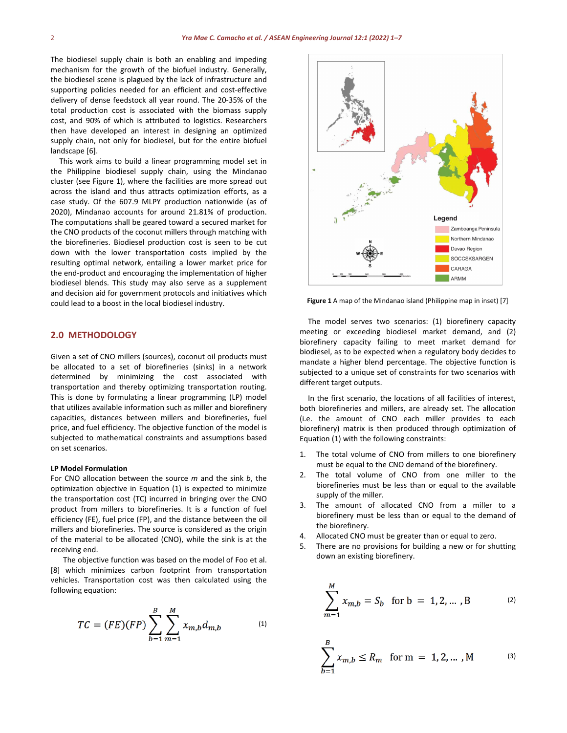The biodiesel supply chain is both an enabling and impeding mechanism for the growth of the biofuel industry. Generally, the biodiesel scene is plagued by the lack of infrastructure and supporting policies needed for an efficient and cost-effective delivery of dense feedstock all year round. The 20-35% of the total production cost is associated with the biomass supply cost, and 90% of which is attributed to logistics. Researchers then have developed an interest in designing an optimized supply chain, not only for biodiesel, but for the entire biofuel landscape [6].

This work aims to build a linear programming model set in the Philippine biodiesel supply chain, using the Mindanao cluster (see Figure 1), where the facilities are more spread out across the island and thus attracts optimization efforts, as a case study. Of the 607.9 MLPY production nationwide (as of 2020), Mindanao accounts for around 21.81% of production. The computations shall be geared toward a secured market for the CNO products of the coconut millers through matching with the biorefineries. Biodiesel production cost is seen to be cut down with the lower transportation costs implied by the resulting optimal network, entailing a lower market price for the end-product and encouraging the implementation of higher biodiesel blends. This study may also serve as a supplement and decision aid for government protocols and initiatives which could lead to a boost in the local biodiesel industry.

**Figure 1** A map of the Mindanao island (Philippine map in inset) [7]

## 2.0 METHODOLOGY

Given a set of CNO millers (sources), coconut oil products must be allocated to a set of biorefineries (sinks) in a network determined by minimizing the cost associated with transportation and thereby optimizing transportation routing. This is done by formulating a linear programming (LP) model that utilizes available information such as miller and biorefinery capacities, distances between millers and biorefineries, fuel price, and fuel efficiency. The objective function of the model is subjected to mathematical constraints and assumptions based on set scenarios.

**LP Model Formulation**

For CNO allocation between the source $m$ and the sink $b$, the optimization objective in Equation (1) is expected to minimize the transportation cost (TC) incurred in bringing over the CNO product from millers to biorefineries. It is a function of fuel efficiency (FE), fuel price (FP), and the distance between the oil millers and biorefineries. The source is considered as the origin of the material to be allocated (CNO), while the sink is at the receiving end.

The objective function was based on the model of Foo et al. [8] which minimizes carbon footprint from transportation vehicles. Transportation cost was then calculated using the following equation:

$$TC = (FE)(FP)\sum_{b=1}^{B}\sum_{m=1}^{M} x_{m,b}d_{m,b} \tag{1}$$

The model serves two scenarios: (1) biorefinery capacity meeting or exceeding biodiesel market demand, and (2) biorefinery capacity failing to meet market demand for biodiesel, as to be expected when a regulatory body decides to mandate a higher blend percentage. The objective function is subjected to a unique set of constraints for two scenarios with different target outputs.

In the first scenario, the locations of all facilities of interest, both biorefineries and millers, are already set. The allocation (i.e. the amount of CNO each miller provides to each biorefinery) matrix is then produced through optimization of Equation (1) with the following constraints:

1. The total volume of CNO from millers to one biorefinery must be equal to the CNO demand of the biorefinery.
2. The total volume of CNO from one miller to the biorefineries must be less than or equal to the available supply of the miller.
3. The amount of allocated CNO from a miller to a biorefinery must be less than or equal to the demand of the the biorefinery.
4. Allocated CNO must be greater than or equal to zero.
5. There are no provisions for building a new or for shutting down an existing biorefinery.

$$\sum_{m=1}^{M} x_{m,b} = S_b \quad \text{for b} \;=\; 1, 2, \ldots, \text{B} \tag{2}$$

$$\sum_{b=1}^{B} x_{m,b} \leq R_m \quad \text{for m} \;=\; 1, 2, \ldots, \text{M} \tag{3}$$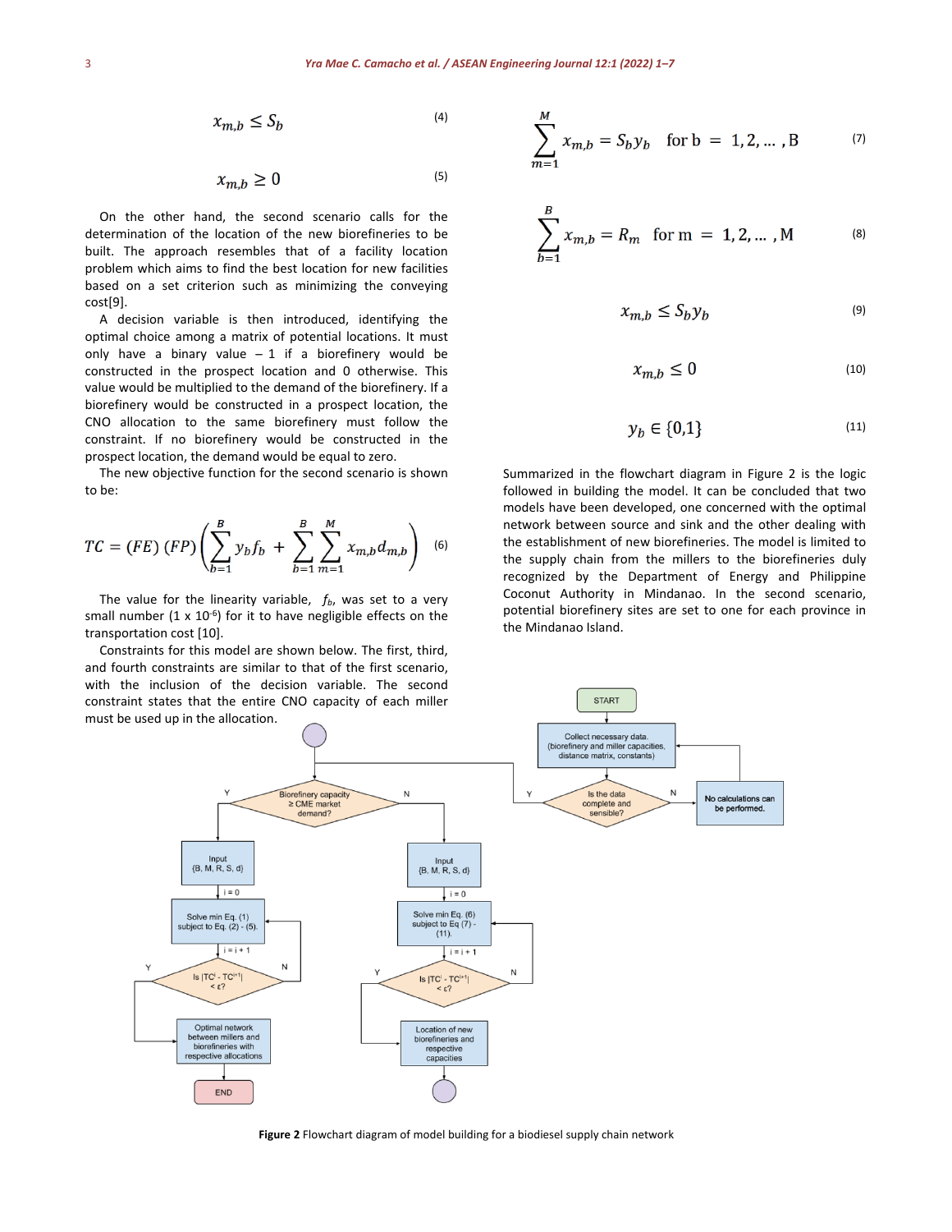$$x_{m,b} \leq S_b \tag{4}$$

$$x_{m,b} \geq 0 \tag{5}$$

On the other hand, the second scenario calls for the determination of the location of the new biorefineries to be built. The approach resembles that of a facility location problem which aims to find the best location for new facilities based on a set criterion such as minimizing the conveying cost[9].

A decision variable is then introduced, identifying the optimal choice among a matrix of potential locations. It must only have a binary value – 1 if a biorefinery would be constructed in the prospect location and 0 otherwise. This value would be multiplied to the demand of the biorefinery. If a biorefinery would be constructed in a prospect location, the CNO allocation to the same biorefinery must follow the constraint. If no biorefinery would be constructed in the prospect location, the demand would be equal to zero.

The new objective function for the second scenario is shown to be:

$$TC = (FE)\,(FP)\left(\sum_{b=1}^{B} y_b f_b + \sum_{b=1}^{B}\sum_{m=1}^{M} x_{m,b} d_{m,b}\right) \tag{6}$$

The value for the linearity variable, $f_b$, was set to a very small number ($1 \times 10^{-6}$) for it to have negligible effects on the transportation cost [10].

Constraints for this model are shown below. The first, third, and fourth constraints are similar to that of the first scenario, with the inclusion of the decision variable. The second constraint states that the entire CNO capacity of each miller must be used up in the allocation.

$$\sum_{m=1}^{M} x_{m,b} = S_b y_b \quad \text{for b } = 1, 2, \ldots, \text{B} \tag{7}$$

$$\sum_{b=1}^{B} x_{m,b} = R_m \quad \text{for m } = 1, 2, \ldots, \text{M} \tag{8}$$

$$x_{m,b} \leq S_b y_b \tag{9}$$

$$x_{m,b} \leq 0 \tag{10}$$

$$y_b \in \{0,1\} \tag{11}$$

Summarized in the flowchart diagram in Figure 2 is the logic followed in building the model. It can be concluded that two models have been developed, one concerned with the optimal network between source and sink and the other dealing with the establishment of new biorefineries. The model is limited to the supply chain from the millers to the biorefineries duly recognized by the Department of Energy and Philippine Coconut Authority in Mindanao. In the second scenario, potential biorefinery sites are set to one for each province in the Mindanao Island.

**Figure 2** Flowchart diagram of model building for a biodiesel supply chain network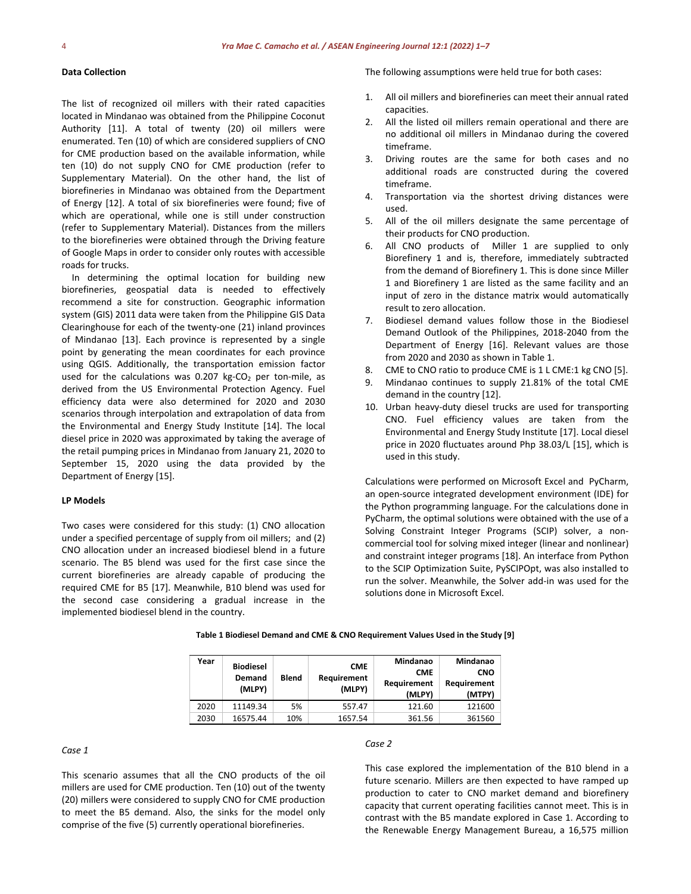**Data Collection**

The list of recognized oil millers with their rated capacities located in Mindanao was obtained from the Philippine Coconut Authority [11]. A total of twenty (20) oil millers were enumerated. Ten (10) of which are considered suppliers of CNO for CME production based on the available information, while ten (10) do not supply CNO for CME production (refer to Supplementary Material). On the other hand, the list of biorefineries in Mindanao was obtained from the Department of Energy [12]. A total of six biorefineries were found; five of which are operational, while one is still under construction (refer to Supplementary Material). Distances from the millers to the biorefineries were obtained through the Driving feature of Google Maps in order to consider only routes with accessible roads for trucks.

In determining the optimal location for building new biorefineries, geospatial data is needed to effectively recommend a site for construction. Geographic information system (GIS) 2011 data were taken from the Philippine GIS Data Clearinghouse for each of the twenty-one (21) inland provinces of Mindanao [13]. Each province is represented by a single point by generating the mean coordinates for each province using QGIS. Additionally, the transportation emission factor used for the calculations was 0.207 kg-$CO_2$ per ton-mile, as derived from the US Environmental Protection Agency. Fuel efficiency data were also determined for 2020 and 2030 scenarios through interpolation and extrapolation of data from the Environmental and Energy Study Institute [14]. The local diesel price in 2020 was approximated by taking the average of the retail pumping prices in Mindanao from January 21, 2020 to September 15, 2020 using the data provided by the Department of Energy [15].

**LP Models**

Two cases were considered for this study: (1) CNO allocation under a specified percentage of supply from oil millers; and (2) CNO allocation under an increased biodiesel blend in a future scenario. The B5 blend was used for the first case since the current biorefineries are already capable of producing the required CME for B5 [17]. Meanwhile, B10 blend was used for the second case considering a gradual increase in the implemented biodiesel blend in the country.

The following assumptions were held true for both cases:

1. All oil millers and biorefineries can meet their annual rated capacities.
2. All the listed oil millers remain operational and there are no additional oil millers in Mindanao during the covered timeframe.
3. Driving routes are the same for both cases and no additional roads are constructed during the covered timeframe.
4. Transportation via the shortest driving distances were used.
5. All of the oil millers designate the same percentage of their products for CNO production.
6. All CNO products of Miller 1 are supplied to only Biorefinery 1 and is, therefore, immediately subtracted from the demand of Biorefinery 1. This is done since Miller 1 and Biorefinery 1 are listed as the same facility and an input of zero in the distance matrix would automatically result to zero allocation.
7. Biodiesel demand values follow those in the Biodiesel Demand Outlook of the Philippines, 2018-2040 from the Department of Energy [16]. Relevant values are those from 2020 and 2030 as shown in Table 1.
8. CME to CNO ratio to produce CME is 1 L CME:1 kg CNO [5].
9. Mindanao continues to supply 21.81% of the total CME demand in the country [12].
10. Urban heavy-duty diesel trucks are used for transporting CNO. Fuel efficiency values are taken from the Environmental and Energy Study Institute [17]. Local diesel price in 2020 fluctuates around Php 38.03/L [15], which is used in this study.

Calculations were performed on Microsoft Excel and PyCharm, an open-source integrated development environment (IDE) for the Python programming language. For the calculations done in PyCharm, the optimal solutions were obtained with the use of a Solving Constraint Integer Programs (SCIP) solver, a non-commercial tool for solving mixed integer (linear and nonlinear) and constraint integer programs [18]. An interface from Python to the SCIP Optimization Suite, PySCIPOpt, was also installed to run the solver. Meanwhile, the Solver add-in was used for the solutions done in Microsoft Excel.

**Table 1** Biodiesel Demand and CME & CNO Requirement Values Used in the Study [9]

| Year | Biodiesel Demand (MLPY) | Blend | CME Requirement (MLPY) | Mindanao CME Requirement (MLPY) | Mindanao CNO Requirement (MTPY) |
|---|---|---|---|---|---|
| 2020 | 11149.34 | 5% | 557.47 | 121.60 | 121600 |
| 2030 | 16575.44 | 10% | 1657.54 | 361.56 | 361560 |

*Case 1*

This scenario assumes that all the CNO products of the oil millers are used for CME production. Ten (10) out of the twenty (20) millers were considered to supply CNO for CME production to meet the B5 demand. Also, the sinks for the model only comprise of the five (5) currently operational biorefineries.

*Case 2*

This case explored the implementation of the B10 blend in a future scenario. Millers are then expected to have ramped up production to cater to CNO market demand and biorefinery capacity that current operating facilities cannot meet. This is in contrast with the B5 mandate explored in Case 1. According to the Renewable Energy Management Bureau, a 16,575 million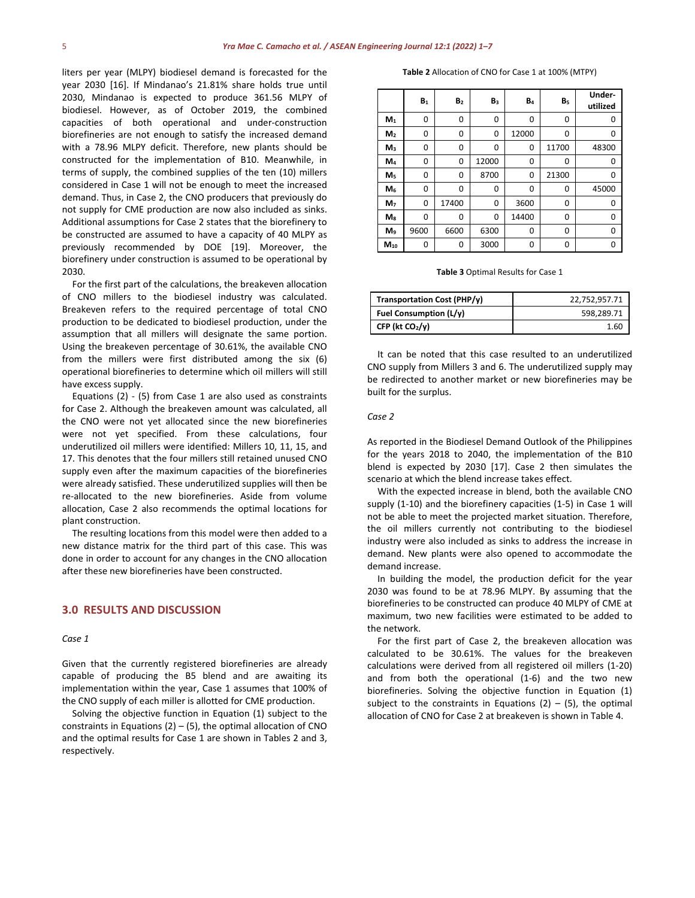liters per year (MLPY) biodiesel demand is forecasted for the year 2030 [16]. If Mindanao's 21.81% share holds true until 2030, Mindanao is expected to produce 361.56 MLPY of biodiesel. However, as of October 2019, the combined capacities of both operational and under-construction biorefineries are not enough to satisfy the increased demand with a 78.96 MLPY deficit. Therefore, new plants should be constructed for the implementation of B10. Meanwhile, in terms of supply, the combined supplies of the ten (10) millers considered in Case 1 will not be enough to meet the increased demand. Thus, in Case 2, the CNO producers that previously do not supply for CME production are now also included as sinks. Additional assumptions for Case 2 states that the biorefinery to be constructed are assumed to have a capacity of 40 MLPY as previously recommended by DOE [19]. Moreover, the biorefinery under construction is assumed to be operational by 2030.

For the first part of the calculations, the breakeven allocation of CNO millers to the biodiesel industry was calculated. Breakeven refers to the required percentage of total CNO production to be dedicated to biodiesel production, under the assumption that all millers will designate the same portion. Using the breakeven percentage of 30.61%, the available CNO from the millers were first distributed among the six (6) operational biorefineries to determine which oil millers will still have excess supply.

Equations (2) - (5) from Case 1 are also used as constraints for Case 2. Although the breakeven amount was calculated, all the CNO were not yet allocated since the new biorefineries were not yet specified. From these calculations, four underutilized oil millers were identified: Millers 10, 11, 15, and 17. This denotes that the four millers still retained unused CNO supply even after the maximum capacities of the biorefineries were already satisfied. These underutilized supplies will then be re-allocated to the new biorefineries. Aside from volume allocation, Case 2 also recommends the optimal locations for plant construction.

The resulting locations from this model were then added to a new distance matrix for the third part of this case. This was done in order to account for any changes in the CNO allocation after these new biorefineries have been constructed.

## 3.0 RESULTS AND DISCUSSION

*Case 1*

Given that the currently registered biorefineries are already capable of producing the B5 blend and are awaiting its implementation within the year, Case 1 assumes that 100% of the CNO supply of each miller is allotted for CME production.

Solving the objective function in Equation (1) subject to the constraints in Equations (2) – (5), the optimal allocation of CNO and the optimal results for Case 1 are shown in Tables 2 and 3, respectively.

**Table 2** Allocation of CNO for Case 1 at 100% (MTPY)

| | $B_1$ | $B_2$ | $B_3$ | $B_4$ | $B_5$ | Under-utilized |
|---|---|---|---|---|---|---|
| $M_1$ | 0 | 0 | 0 | 0 | 0 | 0 |
| $M_2$ | 0 | 0 | 0 | 12000 | 0 | 0 |
| $M_3$ | 0 | 0 | 0 | 0 | 11700 | 48300 |
| $M_4$ | 0 | 0 | 12000 | 0 | 0 | 0 |
| $M_5$ | 0 | 0 | 8700 | 0 | 21300 | 0 |
| $M_6$ | 0 | 0 | 0 | 0 | 0 | 45000 |
| $M_7$ | 0 | 17400 | 0 | 3600 | 0 | 0 |
| $M_8$ | 0 | 0 | 0 | 14400 | 0 | 0 |
| $M_9$ | 9600 | 6600 | 6300 | 0 | 0 | 0 |
| $M_{10}$ | 0 | 0 | 3000 | 0 | 0 | 0 |

**Table 3** Optimal Results for Case 1

| | |
|---|---|
| **Transportation Cost (PHP/y)** | 22,752,957.71 |
| **Fuel Consumption (L/y)** | 598,289.71 |
| **CFP (kt $CO_2$/y)** | 1.60 |

It can be noted that this case resulted to an underutilized CNO supply from Millers 3 and 6. The underutilized supply may be redirected to another market or new biorefineries may be built for the surplus.

*Case 2*

As reported in the Biodiesel Demand Outlook of the Philippines for the years 2018 to 2040, the implementation of the B10 blend is expected by 2030 [17]. Case 2 then simulates the scenario at which the blend increase takes effect.

With the expected increase in blend, both the available CNO supply (1-10) and the biorefinery capacities (1-5) in Case 1 will not be able to meet the projected market situation. Therefore, the oil millers currently not contributing to the biodiesel industry were also included as sinks to address the increase in demand. New plants were also opened to accommodate the demand increase.

In building the model, the production deficit for the year 2030 was found to be at 78.96 MLPY. By assuming that the biorefineries to be constructed can produce 40 MLPY of CME at maximum, two new facilities were estimated to be added to the network.

For the first part of Case 2, the breakeven allocation was calculated to be 30.61%. The values for the breakeven calculations were derived from all registered oil millers (1-20) and from both the operational (1-6) and the two new biorefineries. Solving the objective function in Equation (1) subject to the constraints in Equations (2) – (5), the optimal allocation of CNO for Case 2 at breakeven is shown in Table 4.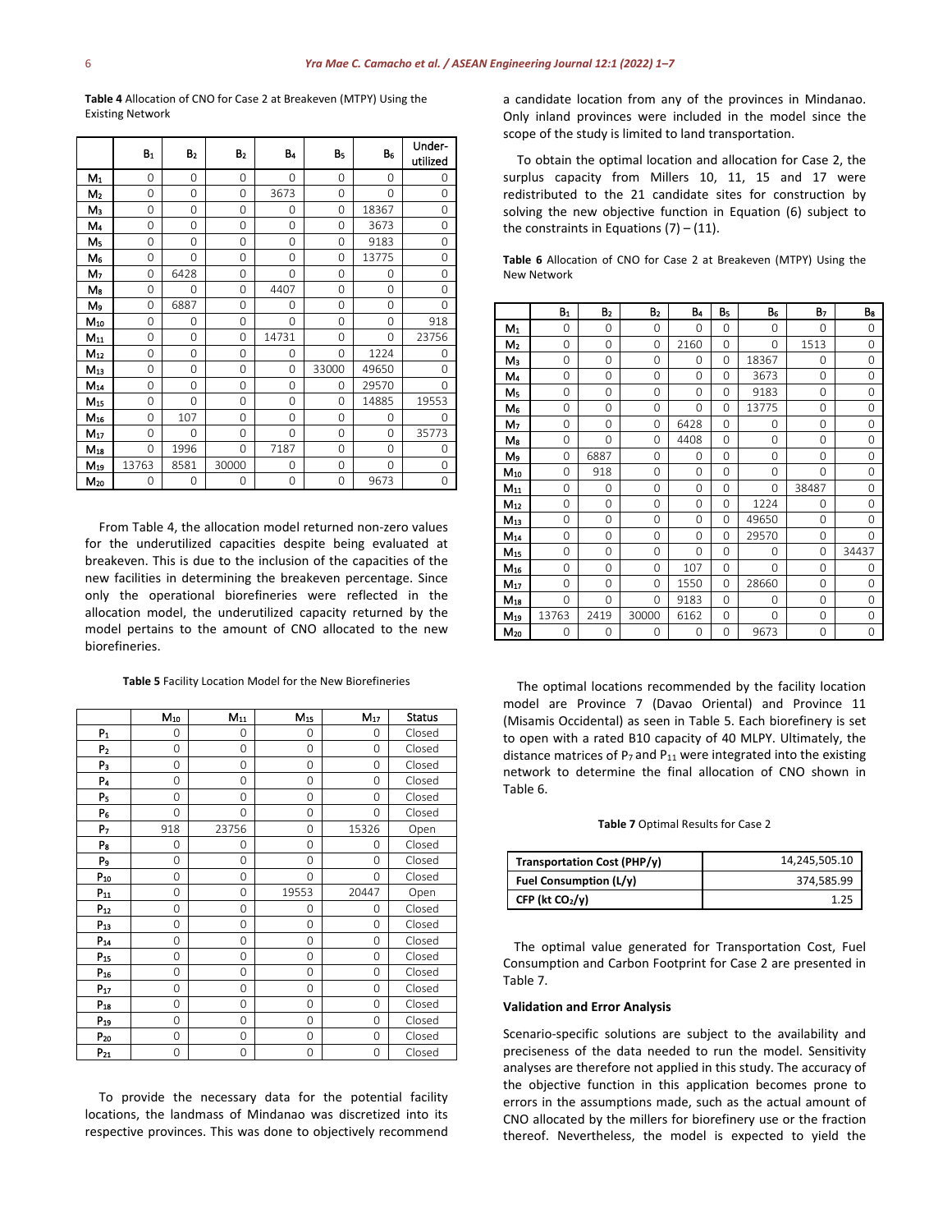**Table 4** Allocation of CNO for Case 2 at Breakeven (MTPY) Using the Existing Network

| | $B_1$ | $B_2$ | $B_2$ | $B_4$ | $B_5$ | $B_6$ | Under-utilized |
|---|---|---|---|---|---|---|---|
| $M_1$ | 0 | 0 | 0 | 0 | 0 | 0 | 0 |
| $M_2$ | 0 | 0 | 0 | 3673 | 0 | 0 | 0 |
| $M_3$ | 0 | 0 | 0 | 0 | 0 | 18367 | 0 |
| $M_4$ | 0 | 0 | 0 | 0 | 0 | 3673 | 0 |
| $M_5$ | 0 | 0 | 0 | 0 | 0 | 9183 | 0 |
| $M_6$ | 0 | 0 | 0 | 0 | 0 | 13775 | 0 |
| $M_7$ | 0 | 6428 | 0 | 0 | 0 | 0 | 0 |
| $M_8$ | 0 | 0 | 0 | 4407 | 0 | 0 | 0 |
| $M_9$ | 0 | 6887 | 0 | 0 | 0 | 0 | 0 |
| $M_{10}$ | 0 | 0 | 0 | 0 | 0 | 0 | 918 |
| $M_{11}$ | 0 | 0 | 0 | 14731 | 0 | 0 | 23756 |
| $M_{12}$ | 0 | 0 | 0 | 0 | 0 | 1224 | 0 |
| $M_{13}$ | 0 | 0 | 0 | 0 | 33000 | 49650 | 0 |
| $M_{14}$ | 0 | 0 | 0 | 0 | 0 | 29570 | 0 |
| $M_{15}$ | 0 | 0 | 0 | 0 | 0 | 14885 | 19553 |
| $M_{16}$ | 0 | 107 | 0 | 0 | 0 | 0 | 0 |
| $M_{17}$ | 0 | 0 | 0 | 0 | 0 | 0 | 35773 |
| $M_{18}$ | 0 | 1996 | 0 | 7187 | 0 | 0 | 0 |
| $M_{19}$ | 13763 | 8581 | 30000 | 0 | 0 | 0 | 0 |
| $M_{20}$ | 0 | 0 | 0 | 0 | 0 | 9673 | 0 |

From Table 4, the allocation model returned non-zero values for the underutilized capacities despite being evaluated at breakeven. This is due to the inclusion of the capacities of the new facilities in determining the breakeven percentage. Since only the operational biorefineries were reflected in the allocation model, the underutilized capacity returned by the model pertains to the amount of CNO allocated to the new biorefineries.

**Table 5** Facility Location Model for the New Biorefineries

| | $M_{10}$ | $M_{11}$ | $M_{15}$ | $M_{17}$ | Status |
|---|---|---|---|---|---|
| $P_1$ | 0 | 0 | 0 | 0 | Closed |
| $P_2$ | 0 | 0 | 0 | 0 | Closed |
| $P_3$ | 0 | 0 | 0 | 0 | Closed |
| $P_4$ | 0 | 0 | 0 | 0 | Closed |
| $P_5$ | 0 | 0 | 0 | 0 | Closed |
| $P_6$ | 0 | 0 | 0 | 0 | Closed |
| $P_7$ | 918 | 23756 | 0 | 15326 | Open |
| $P_8$ | 0 | 0 | 0 | 0 | Closed |
| $P_9$ | 0 | 0 | 0 | 0 | Closed |
| $P_{10}$ | 0 | 0 | 0 | 0 | Closed |
| $P_{11}$ | 0 | 0 | 19553 | 20447 | Open |
| $P_{12}$ | 0 | 0 | 0 | 0 | Closed |
| $P_{13}$ | 0 | 0 | 0 | 0 | Closed |
| $P_{14}$ | 0 | 0 | 0 | 0 | Closed |
| $P_{15}$ | 0 | 0 | 0 | 0 | Closed |
| $P_{16}$ | 0 | 0 | 0 | 0 | Closed |
| $P_{17}$ | 0 | 0 | 0 | 0 | Closed |
| $P_{18}$ | 0 | 0 | 0 | 0 | Closed |
| $P_{19}$ | 0 | 0 | 0 | 0 | Closed |
| $P_{20}$ | 0 | 0 | 0 | 0 | Closed |
| $P_{21}$ | 0 | 0 | 0 | 0 | Closed |

To provide the necessary data for the potential facility locations, the landmass of Mindanao was discretized into its respective provinces. This was done to objectively recommend a candidate location from any of the provinces in Mindanao. Only inland provinces were included in the model since the scope of the study is limited to land transportation.

To obtain the optimal location and allocation for Case 2, the surplus capacity from Millers 10, 11, 15 and 17 were redistributed to the 21 candidate sites for construction by solving the new objective function in Equation (6) subject to the constraints in Equations (7) – (11).

**Table 6** Allocation of CNO for Case 2 at Breakeven (MTPY) Using the New Network

| | $B_1$ | $B_2$ | $B_2$ | $B_4$ | $B_5$ | $B_6$ | $B_7$ | $B_8$ |
|---|---|---|---|---|---|---|---|---|
| $M_1$ | 0 | 0 | 0 | 0 | 0 | 0 | 0 | 0 |
| $M_2$ | 0 | 0 | 0 | 2160 | 0 | 0 | 1513 | 0 |
| $M_3$ | 0 | 0 | 0 | 0 | 0 | 18367 | 0 | 0 |
| $M_4$ | 0 | 0 | 0 | 0 | 0 | 3673 | 0 | 0 |
| $M_5$ | 0 | 0 | 0 | 0 | 0 | 9183 | 0 | 0 |
| $M_6$ | 0 | 0 | 0 | 0 | 0 | 13775 | 0 | 0 |
| $M_7$ | 0 | 0 | 0 | 6428 | 0 | 0 | 0 | 0 |
| $M_8$ | 0 | 0 | 0 | 4408 | 0 | 0 | 0 | 0 |
| $M_9$ | 0 | 6887 | 0 | 0 | 0 | 0 | 0 | 0 |
| $M_{10}$ | 0 | 918 | 0 | 0 | 0 | 0 | 0 | 0 |
| $M_{11}$ | 0 | 0 | 0 | 0 | 0 | 0 | 38487 | 0 |
| $M_{12}$ | 0 | 0 | 0 | 0 | 0 | 1224 | 0 | 0 |
| $M_{13}$ | 0 | 0 | 0 | 0 | 0 | 49650 | 0 | 0 |
| $M_{14}$ | 0 | 0 | 0 | 0 | 0 | 29570 | 0 | 0 |
| $M_{15}$ | 0 | 0 | 0 | 0 | 0 | 0 | 0 | 34437 |
| $M_{16}$ | 0 | 0 | 0 | 107 | 0 | 0 | 0 | 0 |
| $M_{17}$ | 0 | 0 | 0 | 1550 | 0 | 28660 | 0 | 0 |
| $M_{18}$ | 0 | 0 | 0 | 9183 | 0 | 0 | 0 | 0 |
| $M_{19}$ | 13763 | 2419 | 30000 | 6162 | 0 | 0 | 0 | 0 |
| $M_{20}$ | 0 | 0 | 0 | 0 | 0 | 9673 | 0 | 0 |

The optimal locations recommended by the facility location model are Province 7 (Davao Oriental) and Province 11 (Misamis Occidental) as seen in Table 5. Each biorefinery is set to open with a rated B10 capacity of 40 MLPY. Ultimately, the distance matrices of $P_7$ and $P_{11}$ were integrated into the existing network to determine the final allocation of CNO shown in Table 6.

**Table 7** Optimal Results for Case 2

| | |
|---|---|
| **Transportation Cost (PHP/y)** | 14,245,505.10 |
| **Fuel Consumption (L/y)** | 374,585.99 |
| **CFP (kt $CO_2$/y)** | 1.25 |

The optimal value generated for Transportation Cost, Fuel Consumption and Carbon Footprint for Case 2 are presented in Table 7.

### Validation and Error Analysis

Scenario-specific solutions are subject to the availability and preciseness of the data needed to run the model. Sensitivity analyses are therefore not applied in this study. The accuracy of the objective function in this application becomes prone to errors in the assumptions made, such as the actual amount of CNO allocated by the millers for biorefinery use or the fraction thereof. Nevertheless, the model is expected to yield the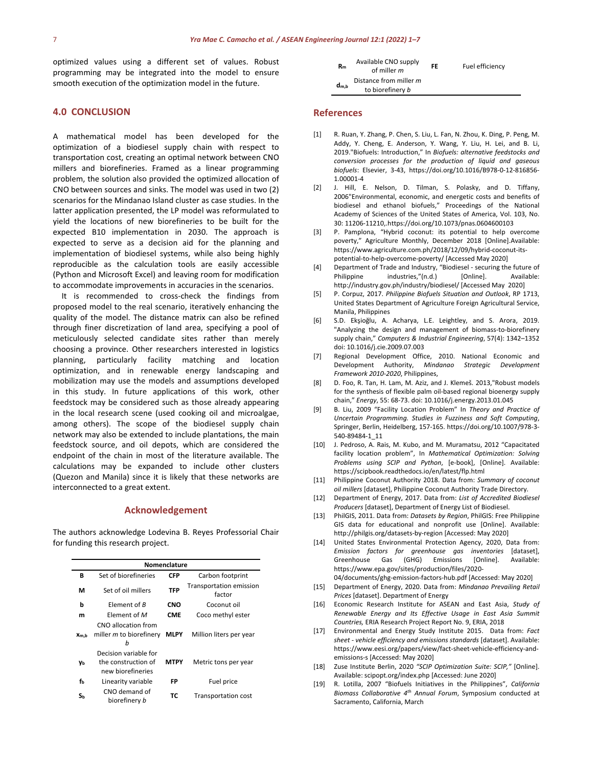optimized values using a different set of values. Robust programming may be integrated into the model to ensure smooth execution of the optimization model in the future.

## 4.0 CONCLUSION

A mathematical model has been developed for the optimization of a biodiesel supply chain with respect to transportation cost, creating an optimal network between CNO millers and biorefineries. Framed as a linear programming problem, the solution also provided the optimized allocation of CNO between sources and sinks. The model was used in two (2) scenarios for the Mindanao Island cluster as case studies. In the latter application presented, the LP model was reformulated to yield the locations of new biorefineries to be built for the expected B10 implementation in 2030. The approach is expected to serve as a decision aid for the planning and implementation of biodiesel systems, while also being highly reproducible as the calculation tools are easily accessible (Python and Microsoft Excel) and leaving room for modification to accommodate improvements in accuracies in the scenarios.

It is recommended to cross-check the findings from proposed model to the real scenario, iteratively enhancing the quality of the model. The distance matrix can also be refined through finer discretization of land area, specifying a pool of meticulously selected candidate sites rather than merely choosing a province. Other researchers interested in logistics planning, particularly facility matching and location optimization, and in renewable energy landscaping and mobilization may use the models and assumptions developed in this study. In future applications of this work, other feedstock may be considered such as those already appearing in the local research scene (used cooking oil and microalgae, among others). The scope of the biodiesel supply chain network may also be extended to include plantations, the main feedstock source, and oil depots, which are considered the endpoint of the chain in most of the literature available. The calculations may be expanded to include other clusters (Quezon and Manila) since it is likely that these networks are interconnected to a great extent.

## Acknowledgement

The authors acknowledge Lodevina B. Reyes Professorial Chair for funding this research project.

| Nomenclature | | | |
|---|---|---|---|
| **B** | Set of biorefineries | **CFP** | Carbon footprint |
| **M** | Set of oil millers | **TFP** | Transportation emission factor |
| **b** | Element of *B* | **CNO** | Coconut oil |
| **m** | Element of *M* | **CME** | Coco methyl ester |
| $x_{m,b}$ | CNO allocation from miller *m* to biorefinery *b* | **MLPY** | Million liters per year |
| $y_b$ | Decision variable for the construction of new biorefineries | **MTPY** | Metric tons per year |
| $f_b$ | Linearity variable | **FP** | Fuel price |
| $S_b$ | CNO demand of biorefinery *b* | **TC** | Transportation cost |
| $R_m$ | Available CNO supply of miller *m* | **FE** | Fuel efficiency |
| $d_{m,b}$ | Distance from miller *m* to biorefinery *b* | | |

## References

[1] R. Ruan, Y. Zhang, P. Chen, S. Liu, L. Fan, N. Zhou, K. Ding, P. Peng, M. Addy, Y. Cheng, E. Anderson, Y. Wang, Y. Liu, H. Lei, and B. Li, 2019."Biofuels: Introduction," In *Biofuels: alternative feedstocks and conversion processes for the production of liquid and gaseous biofuels*: Elsevier, 3-43, https://doi.org/10.1016/B978-0-12-816856-1.00001-4

[2] J. Hill, E. Nelson, D. Tilman, S. Polasky, and D. Tiffany, 2006"Environmental, economic, and energetic costs and benefits of biodiesel and ethanol biofuels," Proceedings of the National Academy of Sciences of the United States of America, Vol. 103, No. 30: 11206-11210,.https://doi.org/10.1073/pnas.0604600103

[3] P. Pamplona, "Hybrid coconut: its potential to help overcome poverty," Agriculture Monthly, December 2018 [Online].Available: https://www.agriculture.com.ph/2018/12/09/hybrid-coconut-its-potential-to-help-overcome-poverty/ [Accessed May 2020]

[4] Department of Trade and Industry, "Biodiesel - securing the future of Philippine industries,"(n.d.) [Online]. Available: http://industry.gov.ph/industry/biodiesel/ [Accessed May 2020]

[5] P. Corpuz, 2017. *Philippine Biofuels Situation and Outlook*, RP 1713, United States Department of Agriculture Foreign Agricultural Service, Manila, Philippines

[6] S.D. Ekşioğlu, A. Acharya, L.E. Leightley, and S. Arora, 2019. "Analyzing the design and management of biomass-to-biorefinery supply chain," *Computers & Industrial Engineering*, 57(4): 1342–1352 doi: 10.1016/j.cie.2009.07.003

[7] Regional Development Office, 2010. National Economic and Development Authority, *Mindanao Strategic Development Framework 2010-2020*, Philippines,

[8] D. Foo, R. Tan, H. Lam, M. Aziz, and J. Klemeš. 2013,"Robust models for the synthesis of flexible palm oil-based regional bioenergy supply chain," *Energy*, 55: 68-73. doi: 10.1016/j.energy.2013.01.045

[9] B. Liu, 2009 "Facility Location Problem" In *Theory and Practice of Uncertain Programming. Studies in Fuzziness and Soft Computing*, Springer, Berlin, Heidelberg, 157-165. https://doi.org/10.1007/978-3-540-89484-1_11

[10] J. Pedroso, A. Rais, M. Kubo, and M. Muramatsu, 2012 "Capacitated facility location problem", In *Mathematical Optimization: Solving Problems using SCIP and Python*, [e-book], [Online]. Available: https://scipbook.readthedocs.io/en/latest/flp.html

[11] Philippine Coconut Authority 2018. Data from: *Summary of coconut oil millers* [dataset], Philippine Coconut Authority Trade Directory.

[12] Department of Energy, 2017. Data from: *List of Accredited Biodiesel Producers* [dataset], Department of Energy List of Biodiesel.

[13] PhilGIS, 2011. Data from: *Datasets by Region*, PhilGIS: Free Philippine GIS data for educational and nonprofit use [Online]. Available: http://philgis.org/datasets-by-region [Accessed: May 2020]

[14] United States Environmental Protection Agency, 2020, Data from: *Emission factors for greenhouse gas inventories* [dataset], Greenhouse Gas (GHG) Emissions [Online]. Available: https://www.epa.gov/sites/production/files/2020-04/documents/ghg-emission-factors-hub.pdf [Accessed: May 2020]

[15] Department of Energy, 2020. Data from: *Mindanao Prevailing Retail Prices* [dataset]. Department of Energy

[16] Economic Research Institute for ASEAN and East Asia, *Study of Renewable Energy and Its Effective Usage in East Asia Summit Countries,* ERIA Research Project Report No. 9, ERIA, 2018

[17] Environmental and Energy Study Institute 2015. Data from: *Fact sheet - vehicle efficiency and emissions standards* [dataset]. Available: https://www.eesi.org/papers/view/fact-sheet-vehicle-efficiency-and-emissions-s [Accessed: May 2020]

[18] Zuse Institute Berlin, 2020 *"SCIP Optimization Suite: SCIP,"* [Online]. Available: scipopt.org/index.php [Accessed: June 2020]

[19] R. Lotilla, 2007 "Biofuels Initiatives in the Philippines", *California Biomass Collaborative 4th Annual Forum*, Symposium conducted at Sacramento, California, March